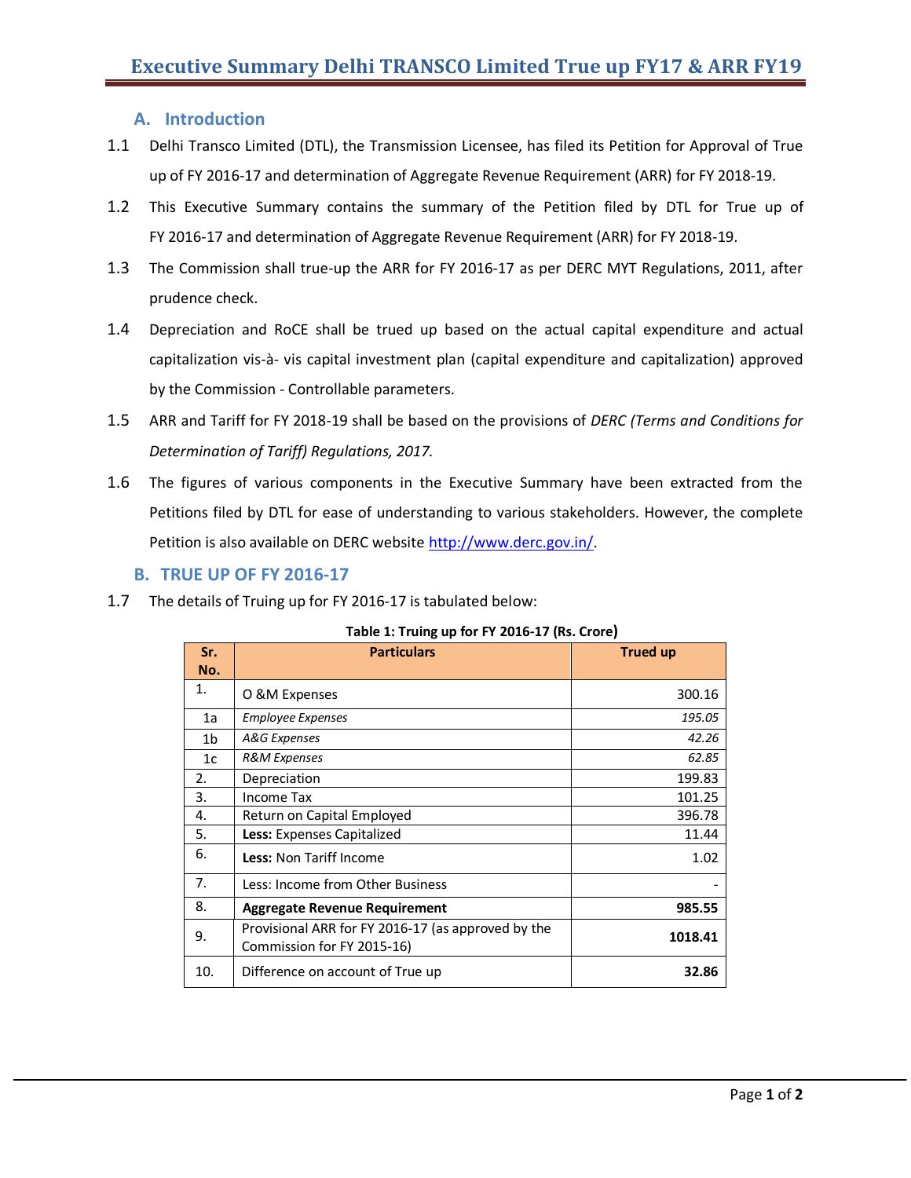# Executive Summary Delhi TRANSCO Limited True up FY17 & ARR FY19

## A. Introduction

1.1 Delhi Transco Limited (DTL), the Transmission Licensee, has filed its Petition for Approval of True up of FY 2016-17 and determination of Aggregate Revenue Requirement (ARR) for FY 2018-19.

1.2 This Executive Summary contains the summary of the Petition filed by DTL for True up of FY 2016-17 and determination of Aggregate Revenue Requirement (ARR) for FY 2018-19.

1.3 The Commission shall true-up the ARR for FY 2016-17 as per DERC MYT Regulations, 2011, after prudence check.

1.4 Depreciation and RoCE shall be trued up based on the actual capital expenditure and actual capitalization vis-à- vis capital investment plan (capital expenditure and capitalization) approved by the Commission - Controllable parameters.

1.5 ARR and Tariff for FY 2018-19 shall be based on the provisions of *DERC (Terms and Conditions for Determination of Tariff) Regulations, 2017.*

1.6 The figures of various components in the Executive Summary have been extracted from the Petitions filed by DTL for ease of understanding to various stakeholders. However, the complete Petition is also available on DERC website http://www.derc.gov.in/.

## B. TRUE UP OF FY 2016-17

1.7 The details of Truing up for FY 2016-17 is tabulated below:

**Table 1: Truing up for FY 2016-17 (Rs. Crore)**

| Sr. No. | Particulars | Trued up |
|---|---|---|
| 1. | O &M Expenses | 300.16 |
| 1a | *Employee Expenses* | *195.05* |
| 1b | *A&G Expenses* | *42.26* |
| 1c | *R&M Expenses* | *62.85* |
| 2. | Depreciation | 199.83 |
| 3. | Income Tax | 101.25 |
| 4. | Return on Capital Employed | 396.78 |
| 5. | **Less:** Expenses Capitalized | 11.44 |
| 6. | **Less:** Non Tariff Income | 1.02 |
| 7. | Less: Income from Other Business | - |
| 8. | **Aggregate Revenue Requirement** | **985.55** |
| 9. | Provisional ARR for FY 2016-17 (as approved by the Commission for FY 2015-16) | **1018.41** |
| 10. | Difference on account of True up | **32.86** |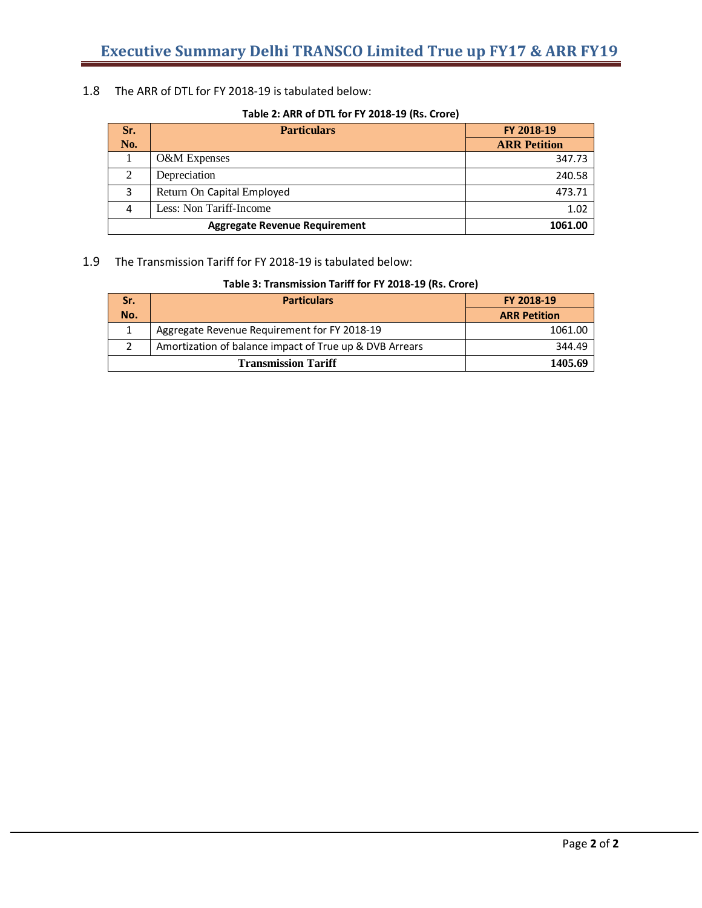1.8 The ARR of DTL for FY 2018-19 is tabulated below:

**Table 2: ARR of DTL for FY 2018-19 (Rs. Crore)**

| Sr. No. | Particulars | FY 2018-19 |
|---|---|---|
| | | **ARR Petition** |
| 1 | O&M Expenses | 347.73 |
| 2 | Depreciation | 240.58 |
| 3 | Return On Capital Employed | 473.71 |
| 4 | Less: Non Tariff-Income | 1.02 |
| **Aggregate Revenue Requirement** | | **1061.00** |

1.9 The Transmission Tariff for FY 2018-19 is tabulated below:

**Table 3: Transmission Tariff for FY 2018-19 (Rs. Crore)**

| Sr. No. | Particulars | FY 2018-19 |
|---|---|---|
| | | **ARR Petition** |
| 1 | Aggregate Revenue Requirement for FY 2018-19 | 1061.00 |
| 2 | Amortization of balance impact of True up & DVB Arrears | 344.49 |
| **Transmission Tariff** | | **1405.69** |